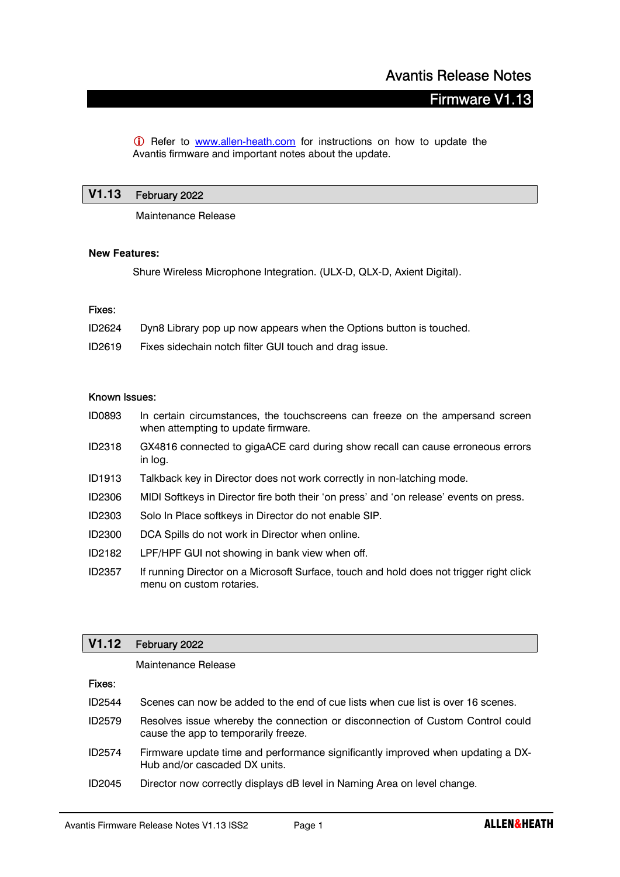# Avantis Release Notes

## Firmware V1.13

ⓘ Refer to www.allen-heath.com for instructions on how to update the Avantis firmware and important notes about the update.

## V1.13 February 2022

Maintenance Release

**New Features:**

Shure Wireless Microphone Integration. (ULX-D, QLX-D, Axient Digital).

Fixes:

ID2624 Dyn8 Library pop up now appears when the Options button is touched.

ID2619 Fixes sidechain notch filter GUI touch and drag issue.

Known Issues:

ID0893 In certain circumstances, the touchscreens can freeze on the ampersand screen when attempting to update firmware.

ID2318 GX4816 connected to gigaACE card during show recall can cause erroneous errors in log.

ID1913 Talkback key in Director does not work correctly in non-latching mode.

ID2306 MIDI Softkeys in Director fire both their 'on press' and 'on release' events on press.

ID2303 Solo In Place softkeys in Director do not enable SIP.

ID2300 DCA Spills do not work in Director when online.

ID2182 LPF/HPF GUI not showing in bank view when off.

ID2357 If running Director on a Microsoft Surface, touch and hold does not trigger right click menu on custom rotaries.

## V1.12 February 2022

Maintenance Release

Fixes:

ID2544 Scenes can now be added to the end of cue lists when cue list is over 16 scenes.

ID2579 Resolves issue whereby the connection or disconnection of Custom Control could cause the app to temporarily freeze.

ID2574 Firmware update time and performance significantly improved when updating a DX-Hub and/or cascaded DX units.

ID2045 Director now correctly displays dB level in Naming Area on level change.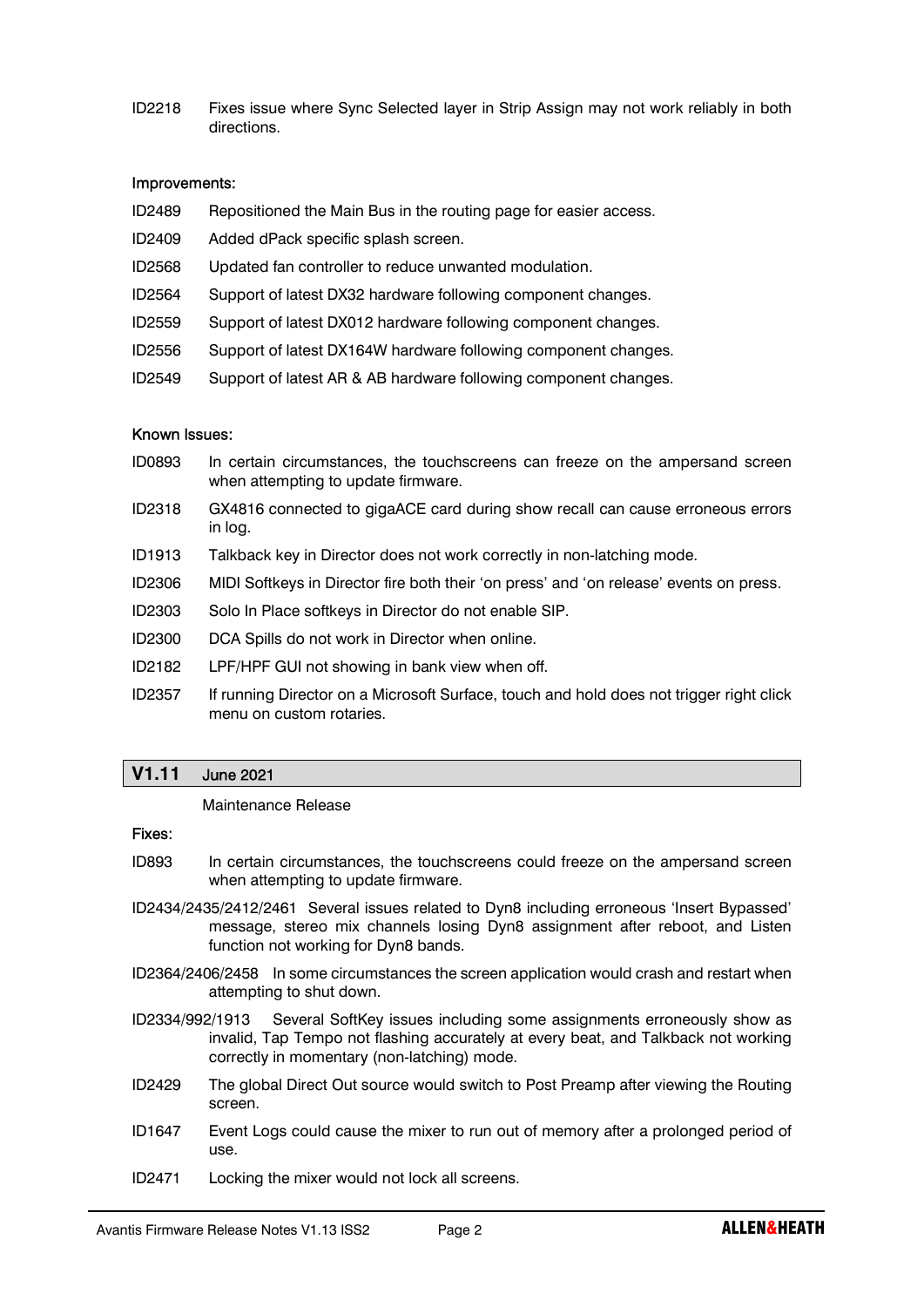ID2218 Fixes issue where Sync Selected layer in Strip Assign may not work reliably in both directions.

#### Improvements:

ID2489 Repositioned the Main Bus in the routing page for easier access.

ID2409 Added dPack specific splash screen.

ID2568 Updated fan controller to reduce unwanted modulation.

ID2564 Support of latest DX32 hardware following component changes.

ID2559 Support of latest DX012 hardware following component changes.

ID2556 Support of latest DX164W hardware following component changes.

ID2549 Support of latest AR & AB hardware following component changes.

#### Known Issues:

ID0893 In certain circumstances, the touchscreens can freeze on the ampersand screen when attempting to update firmware.

ID2318 GX4816 connected to gigaACE card during show recall can cause erroneous errors in log.

ID1913 Talkback key in Director does not work correctly in non-latching mode.

ID2306 MIDI Softkeys in Director fire both their 'on press' and 'on release' events on press.

ID2303 Solo In Place softkeys in Director do not enable SIP.

ID2300 DCA Spills do not work in Director when online.

ID2182 LPF/HPF GUI not showing in bank view when off.

ID2357 If running Director on a Microsoft Surface, touch and hold does not trigger right click menu on custom rotaries.

## V1.11 June 2021

Maintenance Release

#### Fixes:

ID893 In certain circumstances, the touchscreens could freeze on the ampersand screen when attempting to update firmware.

ID2434/2435/2412/2461 Several issues related to Dyn8 including erroneous 'Insert Bypassed' message, stereo mix channels losing Dyn8 assignment after reboot, and Listen function not working for Dyn8 bands.

ID2364/2406/2458 In some circumstances the screen application would crash and restart when attempting to shut down.

ID2334/992/1913 Several SoftKey issues including some assignments erroneously show as invalid, Tap Tempo not flashing accurately at every beat, and Talkback not working correctly in momentary (non-latching) mode.

ID2429 The global Direct Out source would switch to Post Preamp after viewing the Routing screen.

ID1647 Event Logs could cause the mixer to run out of memory after a prolonged period of use.

ID2471 Locking the mixer would not lock all screens.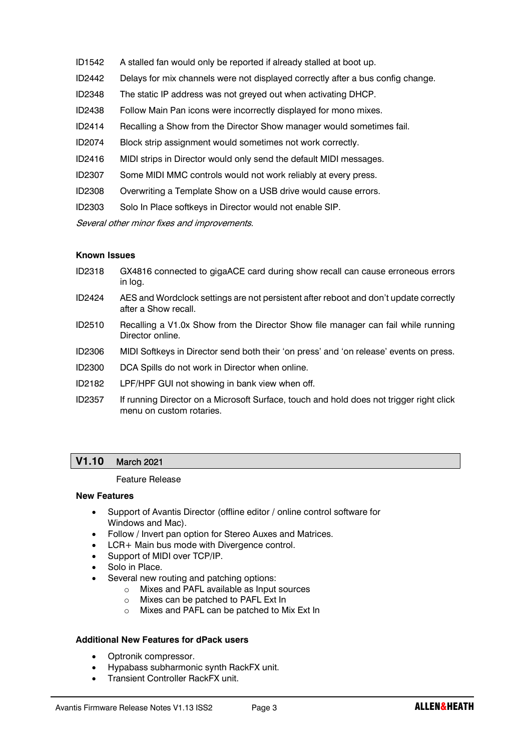ID1542 A stalled fan would only be reported if already stalled at boot up.

ID2442 Delays for mix channels were not displayed correctly after a bus config change.

ID2348 The static IP address was not greyed out when activating DHCP.

ID2438 Follow Main Pan icons were incorrectly displayed for mono mixes.

ID2414 Recalling a Show from the Director Show manager would sometimes fail.

ID2074 Block strip assignment would sometimes not work correctly.

ID2416 MIDI strips in Director would only send the default MIDI messages.

ID2307 Some MIDI MMC controls would not work reliably at every press.

ID2308 Overwriting a Template Show on a USB drive would cause errors.

ID2303 Solo In Place softkeys in Director would not enable SIP.

*Several other minor fixes and improvements.*

**Known Issues**

ID2318 GX4816 connected to gigaACE card during show recall can cause erroneous errors in log.

ID2424 AES and Wordclock settings are not persistent after reboot and don't update correctly after a Show recall.

ID2510 Recalling a V1.0x Show from the Director Show file manager can fail while running Director online.

ID2306 MIDI Softkeys in Director send both their 'on press' and 'on release' events on press.

ID2300 DCA Spills do not work in Director when online.

ID2182 LPF/HPF GUI not showing in bank view when off.

ID2357 If running Director on a Microsoft Surface, touch and hold does not trigger right click menu on custom rotaries.

## V1.10 March 2021

Feature Release

**New Features**

- Support of Avantis Director (offline editor / online control software for Windows and Mac).
- Follow / Invert pan option for Stereo Auxes and Matrices.
- LCR+ Main bus mode with Divergence control.
- Support of MIDI over TCP/IP.
- Solo in Place.
- Several new routing and patching options:
  - Mixes and PAFL available as Input sources
  - Mixes can be patched to PAFL Ext In
  - Mixes and PAFL can be patched to Mix Ext In

**Additional New Features for dPack users**

- Optronik compressor.
- Hypabass subharmonic synth RackFX unit.
- Transient Controller RackFX unit.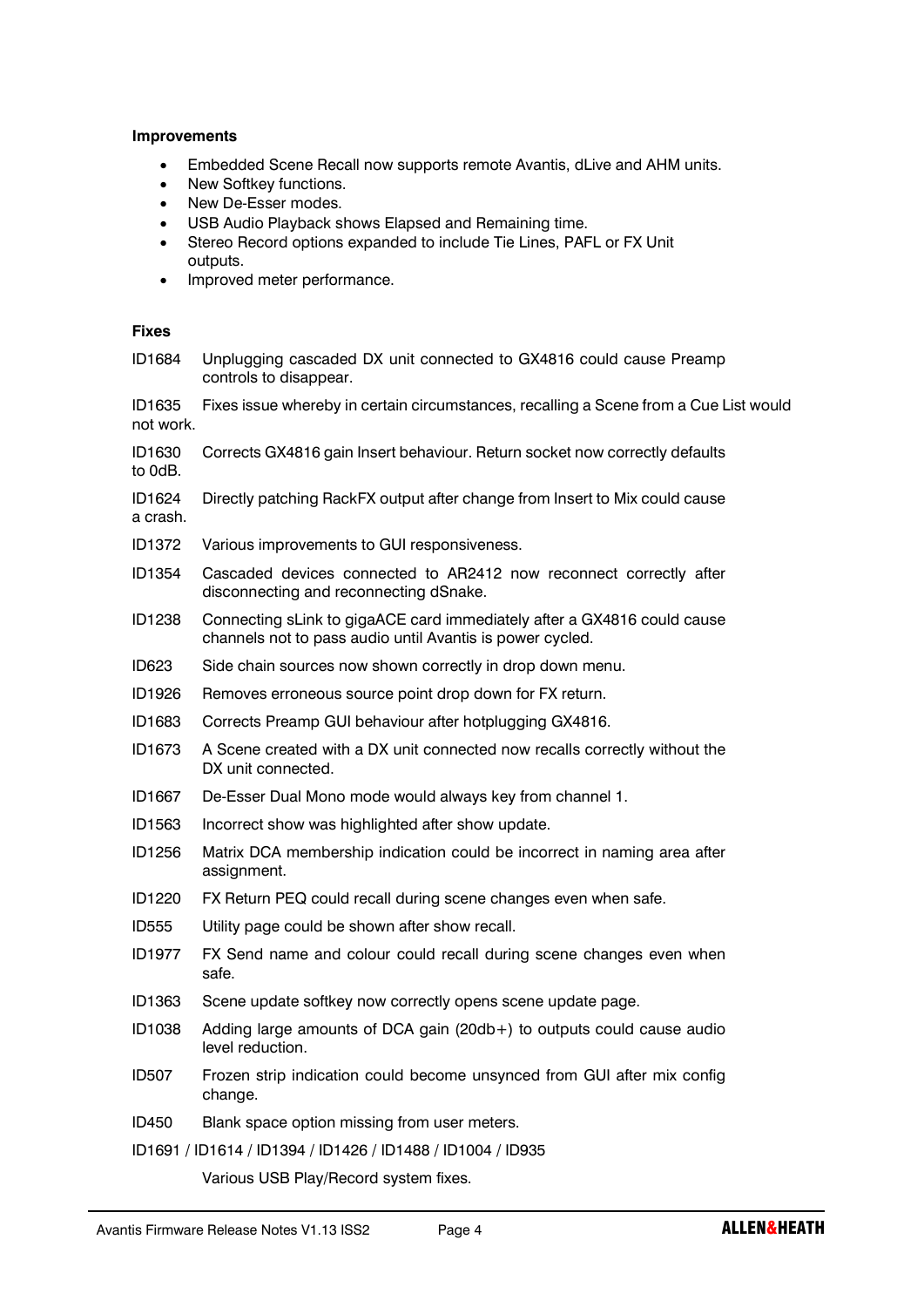**Improvements**

- Embedded Scene Recall now supports remote Avantis, dLive and AHM units.
- New Softkey functions.
- New De-Esser modes.
- USB Audio Playback shows Elapsed and Remaining time.
- Stereo Record options expanded to include Tie Lines, PAFL or FX Unit outputs.
- Improved meter performance.

**Fixes**

ID1684 Unplugging cascaded DX unit connected to GX4816 could cause Preamp controls to disappear.

ID1635 Fixes issue whereby in certain circumstances, recalling a Scene from a Cue List would not work.

ID1630 Corrects GX4816 gain Insert behaviour. Return socket now correctly defaults to 0dB.

ID1624 Directly patching RackFX output after change from Insert to Mix could cause a crash.

ID1372 Various improvements to GUI responsiveness.

ID1354 Cascaded devices connected to AR2412 now reconnect correctly after disconnecting and reconnecting dSnake.

ID1238 Connecting sLink to gigaACE card immediately after a GX4816 could cause channels not to pass audio until Avantis is power cycled.

ID623 Side chain sources now shown correctly in drop down menu.

ID1926 Removes erroneous source point drop down for FX return.

ID1683 Corrects Preamp GUI behaviour after hotplugging GX4816.

ID1673 A Scene created with a DX unit connected now recalls correctly without the DX unit connected.

ID1667 De-Esser Dual Mono mode would always key from channel 1.

ID1563 Incorrect show was highlighted after show update.

ID1256 Matrix DCA membership indication could be incorrect in naming area after assignment.

ID1220 FX Return PEQ could recall during scene changes even when safe.

ID555 Utility page could be shown after show recall.

ID1977 FX Send name and colour could recall during scene changes even when safe.

ID1363 Scene update softkey now correctly opens scene update page.

ID1038 Adding large amounts of DCA gain (20db+) to outputs could cause audio level reduction.

ID507 Frozen strip indication could become unsynced from GUI after mix config change.

ID450 Blank space option missing from user meters.

ID1691 / ID1614 / ID1394 / ID1426 / ID1488 / ID1004 / ID935

Various USB Play/Record system fixes.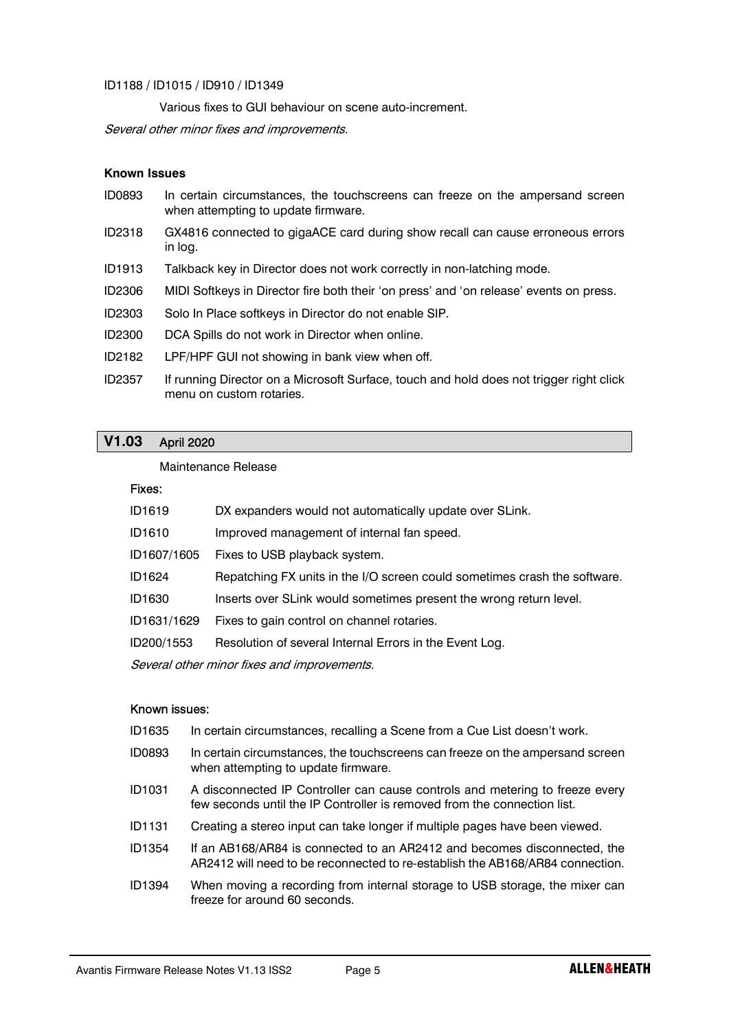ID1188 / ID1015 / ID910 / ID1349

Various fixes to GUI behaviour on scene auto-increment.

*Several other minor fixes and improvements.*

**Known Issues**

| | |
|---|---|
| ID0893 | In certain circumstances, the touchscreens can freeze on the ampersand screen when attempting to update firmware. |
| ID2318 | GX4816 connected to gigaACE card during show recall can cause erroneous errors in log. |
| ID1913 | Talkback key in Director does not work correctly in non-latching mode. |
| ID2306 | MIDI Softkeys in Director fire both their 'on press' and 'on release' events on press. |
| ID2303 | Solo In Place softkeys in Director do not enable SIP. |
| ID2300 | DCA Spills do not work in Director when online. |
| ID2182 | LPF/HPF GUI not showing in bank view when off. |
| ID2357 | If running Director on a Microsoft Surface, touch and hold does not trigger right click menu on custom rotaries. |

## V1.03 April 2020

Maintenance Release

Fixes:

| | |
|---|---|
| ID1619 | DX expanders would not automatically update over SLink. |
| ID1610 | Improved management of internal fan speed. |
| ID1607/1605 | Fixes to USB playback system. |
| ID1624 | Repatching FX units in the I/O screen could sometimes crash the software. |
| ID1630 | Inserts over SLink would sometimes present the wrong return level. |
| ID1631/1629 | Fixes to gain control on channel rotaries. |
| ID200/1553 | Resolution of several Internal Errors in the Event Log. |

*Several other minor fixes and improvements.*

Known issues:

| | |
|---|---|
| ID1635 | In certain circumstances, recalling a Scene from a Cue List doesn't work. |
| ID0893 | In certain circumstances, the touchscreens can freeze on the ampersand screen when attempting to update firmware. |
| ID1031 | A disconnected IP Controller can cause controls and metering to freeze every few seconds until the IP Controller is removed from the connection list. |
| ID1131 | Creating a stereo input can take longer if multiple pages have been viewed. |
| ID1354 | If an AB168/AR84 is connected to an AR2412 and becomes disconnected, the AR2412 will need to be reconnected to re-establish the AB168/AR84 connection. |
| ID1394 | When moving a recording from internal storage to USB storage, the mixer can freeze for around 60 seconds. |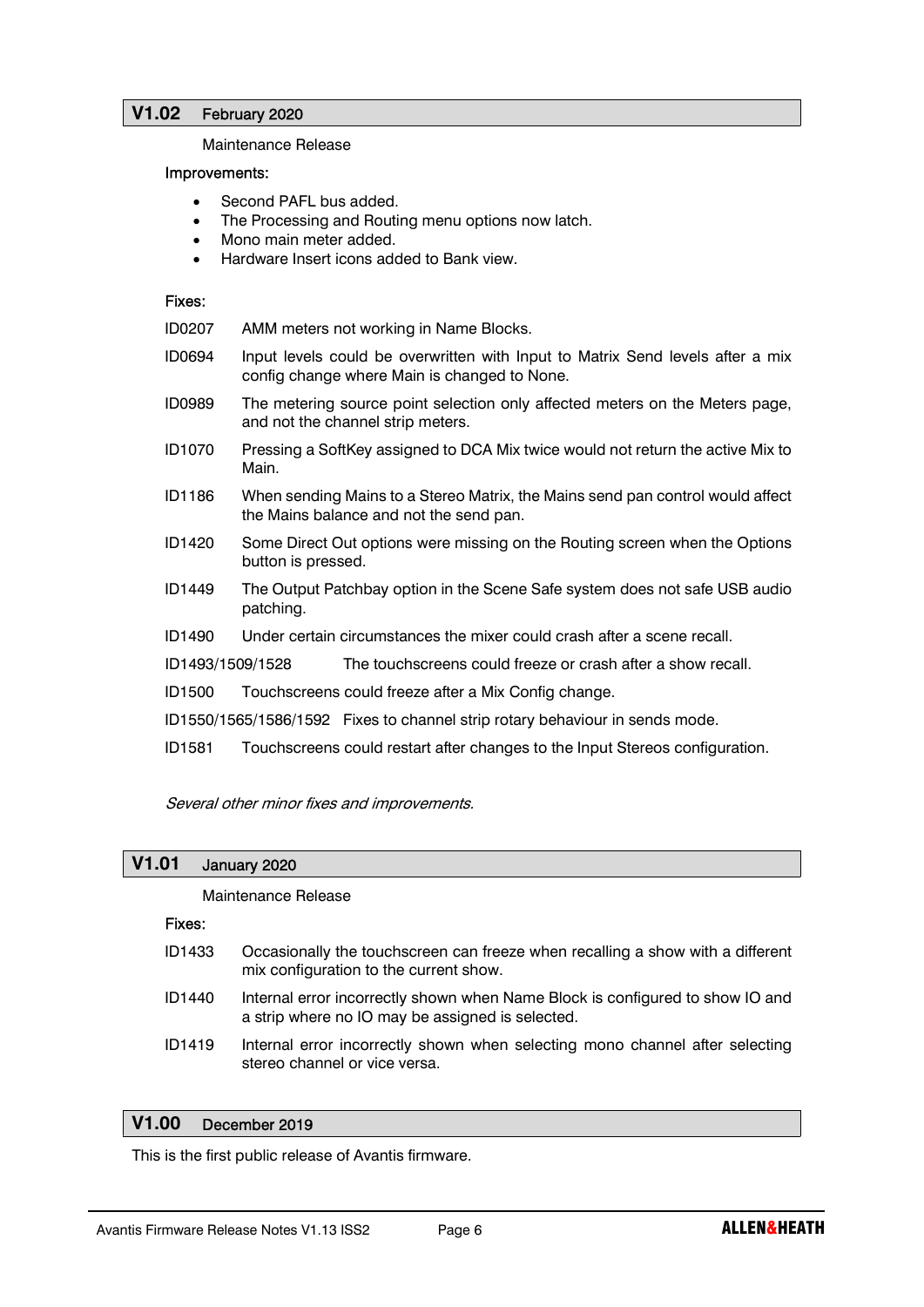## V1.02 February 2020

Maintenance Release

**Improvements:**

- Second PAFL bus added.
- The Processing and Routing menu options now latch.
- Mono main meter added.
- Hardware Insert icons added to Bank view.

**Fixes:**

ID0207 AMM meters not working in Name Blocks.

ID0694 Input levels could be overwritten with Input to Matrix Send levels after a mix config change where Main is changed to None.

ID0989 The metering source point selection only affected meters on the Meters page, and not the channel strip meters.

ID1070 Pressing a SoftKey assigned to DCA Mix twice would not return the active Mix to Main.

ID1186 When sending Mains to a Stereo Matrix, the Mains send pan control would affect the Mains balance and not the send pan.

ID1420 Some Direct Out options were missing on the Routing screen when the Options button is pressed.

ID1449 The Output Patchbay option in the Scene Safe system does not safe USB audio patching.

ID1490 Under certain circumstances the mixer could crash after a scene recall.

ID1493/1509/1528 The touchscreens could freeze or crash after a show recall.

ID1500 Touchscreens could freeze after a Mix Config change.

ID1550/1565/1586/1592 Fixes to channel strip rotary behaviour in sends mode.

ID1581 Touchscreens could restart after changes to the Input Stereos configuration.

*Several other minor fixes and improvements.*

## V1.01 January 2020

Maintenance Release

**Fixes:**

ID1433 Occasionally the touchscreen can freeze when recalling a show with a different mix configuration to the current show.

ID1440 Internal error incorrectly shown when Name Block is configured to show IO and a strip where no IO may be assigned is selected.

ID1419 Internal error incorrectly shown when selecting mono channel after selecting stereo channel or vice versa.

## V1.00 December 2019

This is the first public release of Avantis firmware.